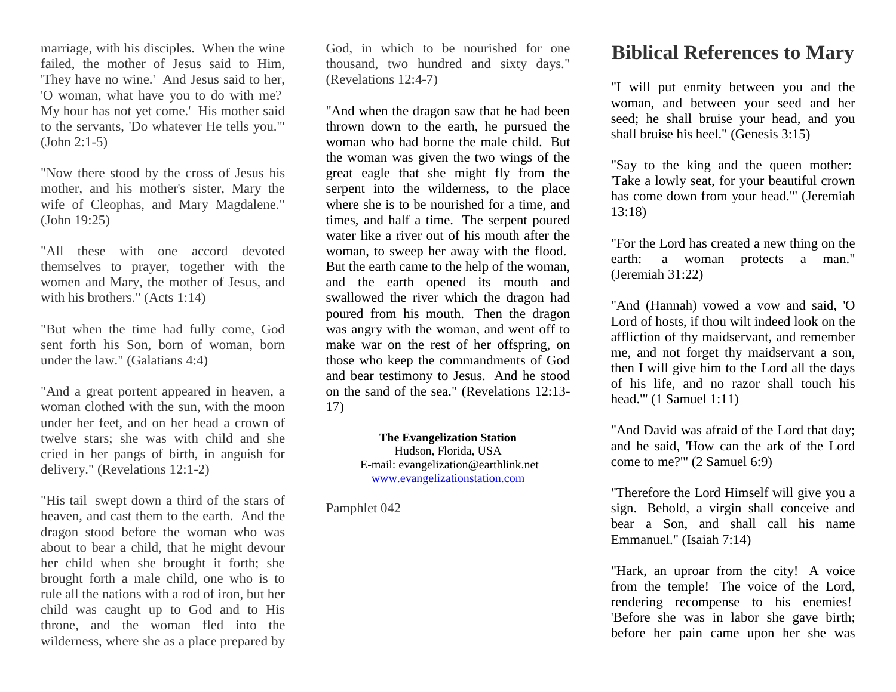marriage, with his disciples. When the wine failed, the mother of Jesus said to Him, 'They have no wine.' And Jesus said to her, 'O woman, what have you to do with me? My hour has not yet come.' His mother said to the servants, 'Do whatever He tells you.'" (John 2:1-5)

"Now there stood by the cross of Jesus his mother, and his mother's sister, Mary the wife of Cleophas, and Mary Magdalene." (John 19:25)

"All these with one accord devoted themselves to prayer, together with the women and Mary, the mother of Jesus, and with his brothers." (Acts 1:14)

"But when the time had fully come, God sent forth his Son, born of woman, born under the law." (Galatians 4:4)

"And a great portent appeared in heaven, a woman clothed with the sun, with the moon under her feet, and on her head a crown of twelve stars; she was with child and she cried in her pangs of birth, in anguish for delivery." (Revelations 12:1-2)

"His tail swept down a third of the stars of heaven, and cast them to the earth. And the dragon stood before the woman who was about to bear a child, that he might devour her child when she brought it forth; she brought forth a male child, one who is to rule all the nations with a rod of iron, but her child was caught up to God and to His throne, and the woman fled into the wilderness, where she as a place prepared by God, in which to be nourished for one thousand, two hundred and sixty days." (Revelations 12:4-7)

"And when the dragon saw that he had been thrown down to the earth, he pursued the woman who had borne the male child. But the woman was given the two wings of the great eagle that she might fly from the serpent into the wilderness, to the place where she is to be nourished for a time, and times, and half a time. The serpent poured water like a river out of his mouth after the woman, to sweep her away with the flood. But the earth came to the help of the woman, and the earth opened its mouth and swallowed the river which the dragon had poured from his mouth. Then the dragon was angry with the woman, and went off to make war on the rest of her offspring, on those who keep the commandments of God and bear testimony to Jesus. And he stood on the sand of the sea." (Revelations 12:13-17)

**The Evangelization Station**
Hudson, Florida, USA
E-mail: evangelization@earthlink.net
www.evangelizationstation.com

Pamphlet 042

# Biblical References to Mary

"I will put enmity between you and the woman, and between your seed and her seed; he shall bruise your head, and you shall bruise his heel." (Genesis 3:15)

"Say to the king and the queen mother: 'Take a lowly seat, for your beautiful crown has come down from your head.'" (Jeremiah 13:18)

"For the Lord has created a new thing on the earth: a woman protects a man." (Jeremiah 31:22)

"And (Hannah) vowed a vow and said, 'O Lord of hosts, if thou wilt indeed look on the affliction of thy maidservant, and remember me, and not forget thy maidservant a son, then I will give him to the Lord all the days of his life, and no razor shall touch his head.'" (1 Samuel 1:11)

"And David was afraid of the Lord that day; and he said, 'How can the ark of the Lord come to me?'" (2 Samuel 6:9)

"Therefore the Lord Himself will give you a sign. Behold, a virgin shall conceive and bear a Son, and shall call his name Emmanuel." (Isaiah 7:14)

"Hark, an uproar from the city! A voice from the temple! The voice of the Lord, rendering recompense to his enemies! 'Before she was in labor she gave birth; before her pain came upon her she was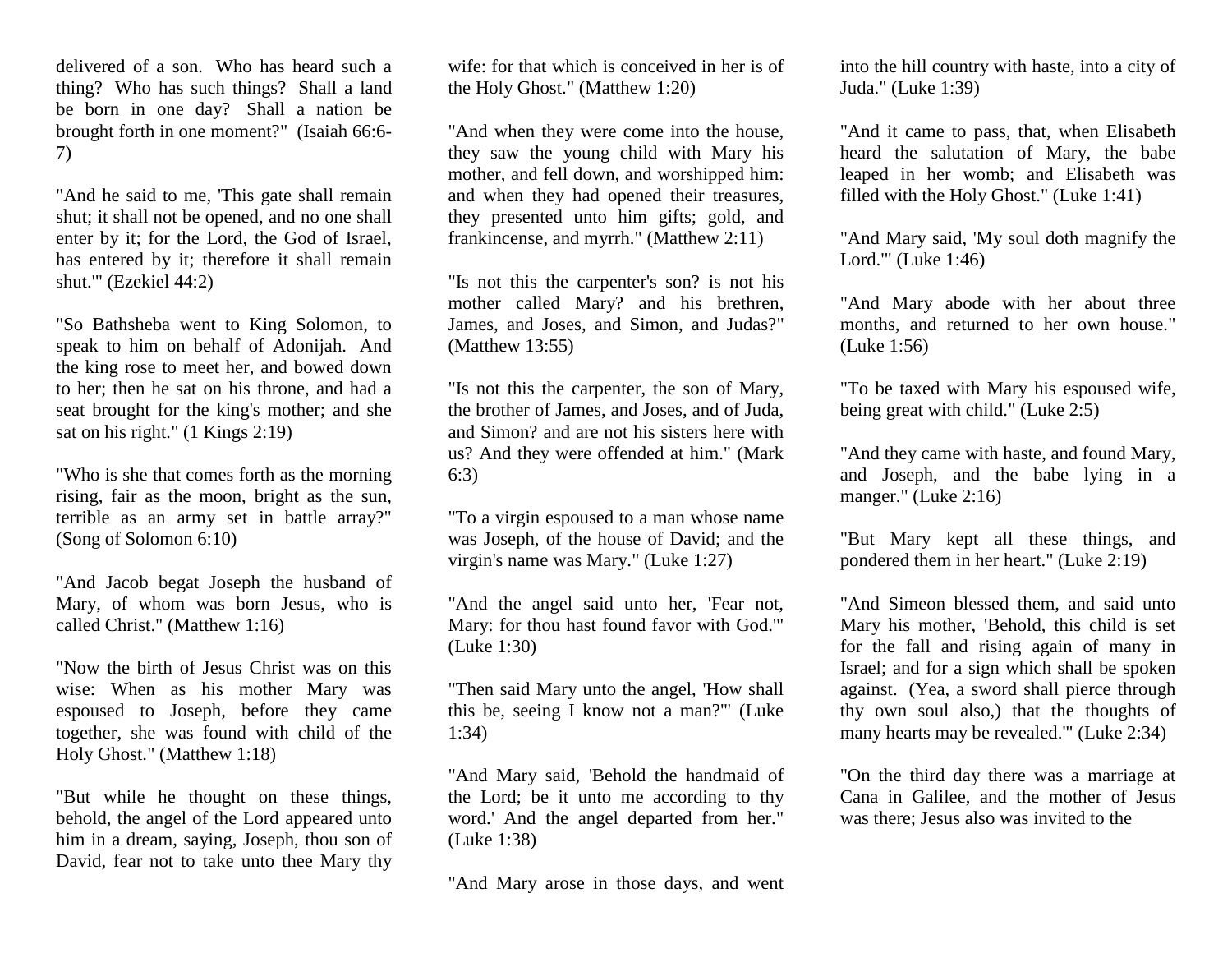delivered of a son. Who has heard such a thing? Who has such things? Shall a land be born in one day? Shall a nation be brought forth in one moment?" (Isaiah 66:6-7)

"And he said to me, 'This gate shall remain shut; it shall not be opened, and no one shall enter by it; for the Lord, the God of Israel, has entered by it; therefore it shall remain shut.'" (Ezekiel 44:2)

"So Bathsheba went to King Solomon, to speak to him on behalf of Adonijah. And the king rose to meet her, and bowed down to her; then he sat on his throne, and had a seat brought for the king's mother; and she sat on his right." (1 Kings 2:19)

"Who is she that comes forth as the morning rising, fair as the moon, bright as the sun, terrible as an army set in battle array?" (Song of Solomon 6:10)

"And Jacob begat Joseph the husband of Mary, of whom was born Jesus, who is called Christ." (Matthew 1:16)

"Now the birth of Jesus Christ was on this wise: When as his mother Mary was espoused to Joseph, before they came together, she was found with child of the Holy Ghost." (Matthew 1:18)

"But while he thought on these things, behold, the angel of the Lord appeared unto him in a dream, saying, Joseph, thou son of David, fear not to take unto thee Mary thy wife: for that which is conceived in her is of the Holy Ghost." (Matthew 1:20)

"And when they were come into the house, they saw the young child with Mary his mother, and fell down, and worshipped him: and when they had opened their treasures, they presented unto him gifts; gold, and frankincense, and myrrh." (Matthew 2:11)

"Is not this the carpenter's son? is not his mother called Mary? and his brethren, James, and Joses, and Simon, and Judas?" (Matthew 13:55)

"Is not this the carpenter, the son of Mary, the brother of James, and Joses, and of Juda, and Simon? and are not his sisters here with us? And they were offended at him." (Mark 6:3)

"To a virgin espoused to a man whose name was Joseph, of the house of David; and the virgin's name was Mary." (Luke 1:27)

"And the angel said unto her, 'Fear not, Mary: for thou hast found favor with God.'" (Luke 1:30)

"Then said Mary unto the angel, 'How shall this be, seeing I know not a man?'" (Luke 1:34)

"And Mary said, 'Behold the handmaid of the Lord; be it unto me according to thy word.' And the angel departed from her." (Luke 1:38)

"And Mary arose in those days, and went into the hill country with haste, into a city of Juda." (Luke 1:39)

"And it came to pass, that, when Elisabeth heard the salutation of Mary, the babe leaped in her womb; and Elisabeth was filled with the Holy Ghost." (Luke 1:41)

"And Mary said, 'My soul doth magnify the Lord.'" (Luke 1:46)

"And Mary abode with her about three months, and returned to her own house." (Luke 1:56)

"To be taxed with Mary his espoused wife, being great with child." (Luke 2:5)

"And they came with haste, and found Mary, and Joseph, and the babe lying in a manger." (Luke 2:16)

"But Mary kept all these things, and pondered them in her heart." (Luke 2:19)

"And Simeon blessed them, and said unto Mary his mother, 'Behold, this child is set for the fall and rising again of many in Israel; and for a sign which shall be spoken against. (Yea, a sword shall pierce through thy own soul also,) that the thoughts of many hearts may be revealed.'" (Luke 2:34)

"On the third day there was a marriage at Cana in Galilee, and the mother of Jesus was there; Jesus also was invited to the